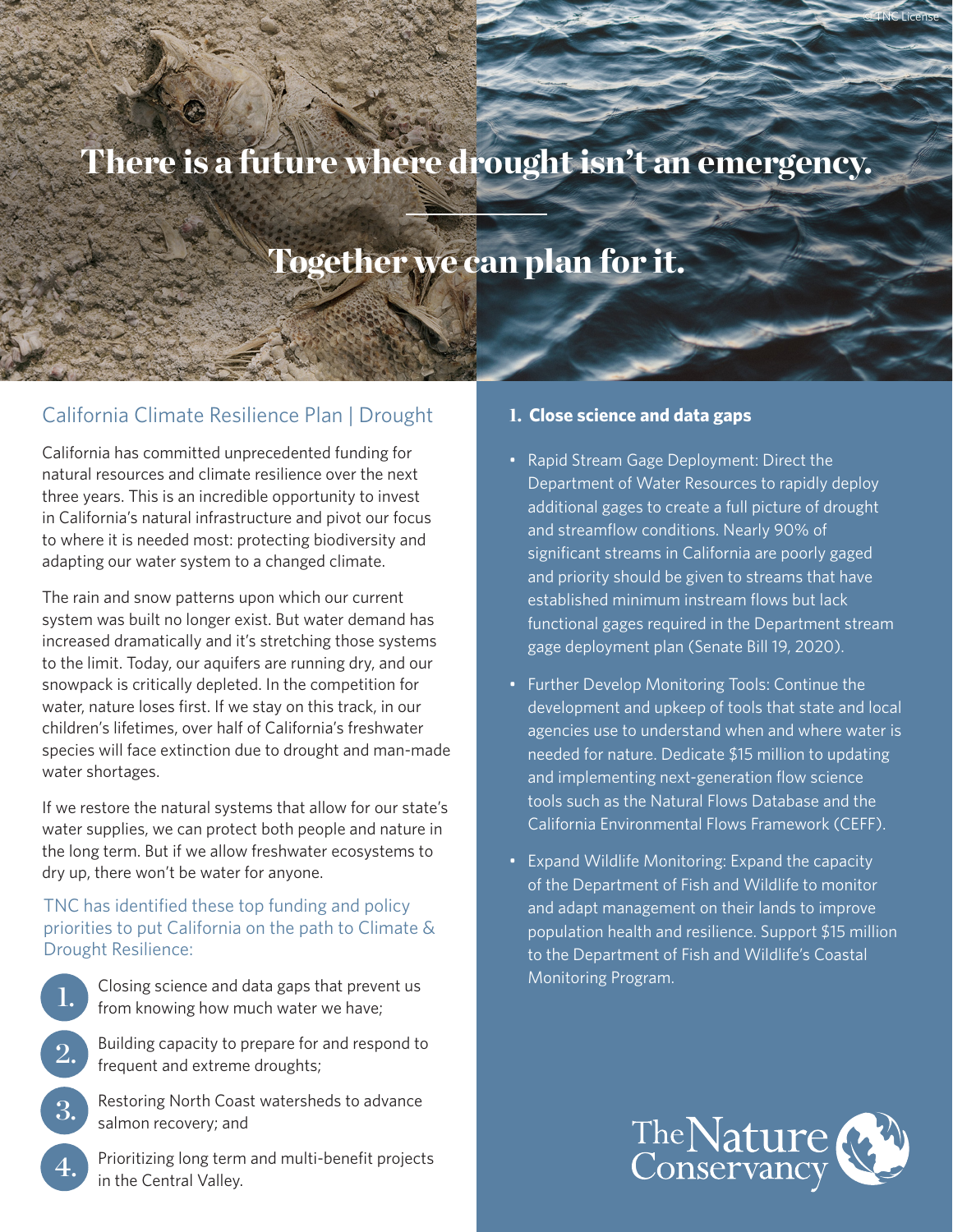# There is a future where drought isn't an emergency.

# Together we can plan for it.

## California Climate Resilience Plan | Drought

California has committed unprecedented funding for natural resources and climate resilience over the next three years. This is an incredible opportunity to invest in California's natural infrastructure and pivot our focus to where it is needed most: protecting biodiversity and adapting our water system to a changed climate.

The rain and snow patterns upon which our current system was built no longer exist. But water demand has increased dramatically and it's stretching those systems to the limit. Today, our aquifers are running dry, and our snowpack is critically depleted. In the competition for water, nature loses first. If we stay on this track, in our children's lifetimes, over half of California's freshwater species will face extinction due to drought and man-made water shortages.

If we restore the natural systems that allow for our state's water supplies, we can protect both people and nature in the long term. But if we allow freshwater ecosystems to dry up, there won't be water for anyone.

TNC has identified these top funding and policy priorities to put California on the path to Climate & Drought Resilience:

1. Closing science and data gaps that prevent us from knowing how much water we have;
2. Building capacity to prepare for and respond to frequent and extreme droughts;
3. Restoring North Coast watersheds to advance salmon recovery; and
4. Prioritizing long term and multi-benefit projects in the Central Valley.

### 1. Close science and data gaps

- Rapid Stream Gage Deployment: Direct the Department of Water Resources to rapidly deploy additional gages to create a full picture of drought and streamflow conditions. Nearly 90% of significant streams in California are poorly gaged and priority should be given to streams that have established minimum instream flows but lack functional gages required in the Department stream gage deployment plan (Senate Bill 19, 2020).
- Further Develop Monitoring Tools: Continue the development and upkeep of tools that state and local agencies use to understand when and where water is needed for nature. Dedicate $15 million to updating and implementing next-generation flow science tools such as the Natural Flows Database and the California Environmental Flows Framework (CEFF).
- Expand Wildlife Monitoring: Expand the capacity of the Department of Fish and Wildlife to monitor and adapt management on their lands to improve population health and resilience. Support $15 million to the Department of Fish and Wildlife's Coastal Monitoring Program.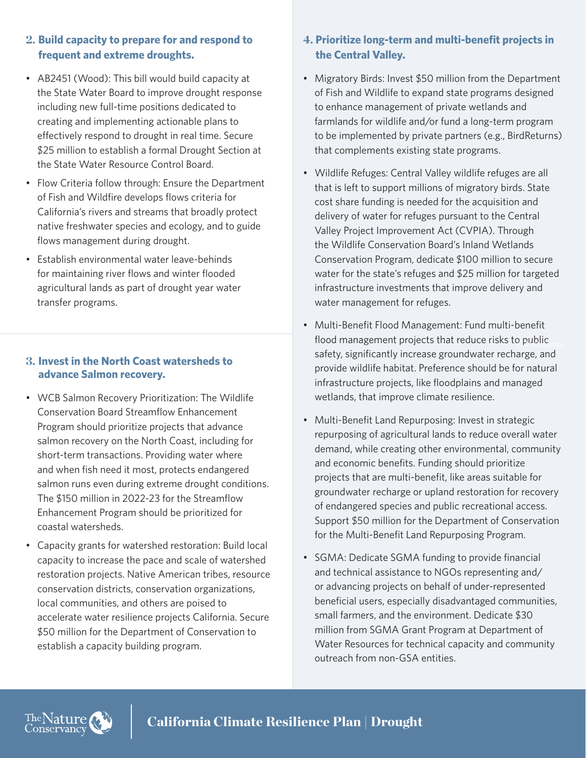## 2. Build capacity to prepare for and respond to frequent and extreme droughts.

- AB2451 (Wood): This bill would build capacity at the State Water Board to improve drought response including new full-time positions dedicated to creating and implementing actionable plans to effectively respond to drought in real time. Secure $25 million to establish a formal Drought Section at the State Water Resource Control Board.
- Flow Criteria follow through: Ensure the Department of Fish and Wildfire develops flows criteria for California's rivers and streams that broadly protect native freshwater species and ecology, and to guide flows management during drought.
- Establish environmental water leave-behinds for maintaining river flows and winter flooded agricultural lands as part of drought year water transfer programs.

## 3. Invest in the North Coast watersheds to advance Salmon recovery.

- WCB Salmon Recovery Prioritization: The Wildlife Conservation Board Streamflow Enhancement Program should prioritize projects that advance salmon recovery on the North Coast, including for short-term transactions. Providing water where and when fish need it most, protects endangered salmon runs even during extreme drought conditions. The $150 million in 2022-23 for the Streamflow Enhancement Program should be prioritized for coastal watersheds.
- Capacity grants for watershed restoration: Build local capacity to increase the pace and scale of watershed restoration projects. Native American tribes, resource conservation districts, conservation organizations, local communities, and others are poised to accelerate water resilience projects California. Secure $50 million for the Department of Conservation to establish a capacity building program.

## 4. Prioritize long-term and multi-benefit projects in the Central Valley.

- Migratory Birds: Invest $50 million from the Department of Fish and Wildlife to expand state programs designed to enhance management of private wetlands and farmlands for wildlife and/or fund a long-term program to be implemented by private partners (e.g., BirdReturns) that complements existing state programs.
- Wildlife Refuges: Central Valley wildlife refuges are all that is left to support millions of migratory birds. State cost share funding is needed for the acquisition and delivery of water for refuges pursuant to the Central Valley Project Improvement Act (CVPIA). Through the Wildlife Conservation Board's Inland Wetlands Conservation Program, dedicate $100 million to secure water for the state's refuges and $25 million for targeted infrastructure investments that improve delivery and water management for refuges.
- Multi-Benefit Flood Management: Fund multi-benefit flood management projects that reduce risks to public safety, significantly increase groundwater recharge, and provide wildlife habitat. Preference should be for natural infrastructure projects, like floodplains and managed wetlands, that improve climate resilience.
- Multi-Benefit Land Repurposing: Invest in strategic repurposing of agricultural lands to reduce overall water demand, while creating other environmental, community and economic benefits. Funding should prioritize projects that are multi-benefit, like areas suitable for groundwater recharge or upland restoration for recovery of endangered species and public recreational access. Support $50 million for the Department of Conservation for the Multi-Benefit Land Repurposing Program.
- SGMA: Dedicate SGMA funding to provide financial and technical assistance to NGOs representing and/or advancing projects on behalf of under-represented beneficial users, especially disadvantaged communities, small farmers, and the environment. Dedicate $30 million from SGMA Grant Program at Department of Water Resources for technical capacity and community outreach from non-GSA entities.